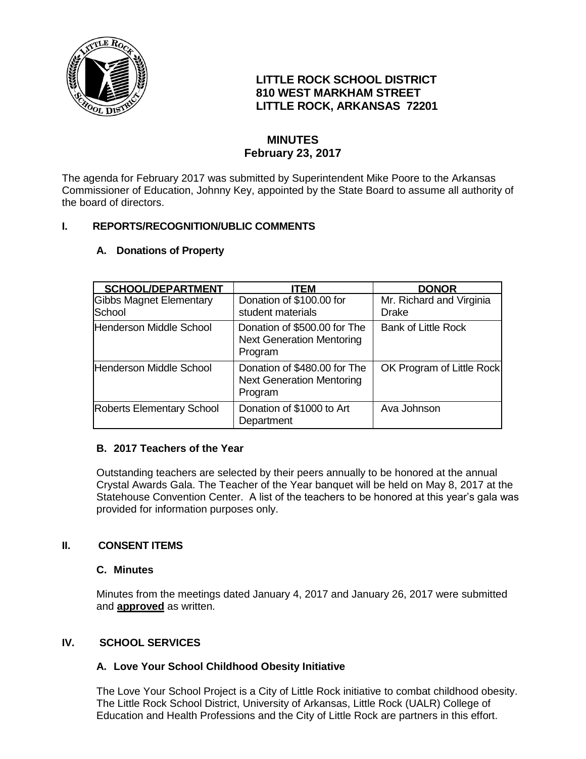# LITTLE ROCK SCHOOL DISTRICT
810 WEST MARKHAM STREET
LITTLE ROCK, ARKANSAS 72201

## MINUTES
**February 23, 2017**

The agenda for February 2017 was submitted by Superintendent Mike Poore to the Arkansas Commissioner of Education, Johnny Key, appointed by the State Board to assume all authority of the board of directors.

## I. REPORTS/RECOGNITION/UBLIC COMMENTS

### A. Donations of Property

| SCHOOL/DEPARTMENT | ITEM | DONOR |
|---|---|---|
| Gibbs Magnet Elementary School | Donation of $100.00 for student materials | Mr. Richard and Virginia Drake |
| Henderson Middle School | Donation of $500.00 for The Next Generation Mentoring Program | Bank of Little Rock |
| Henderson Middle School | Donation of $480.00 for The Next Generation Mentoring Program | OK Program of Little Rock |
| Roberts Elementary School | Donation of $1000 to Art Department | Ava Johnson |

### B. 2017 Teachers of the Year

Outstanding teachers are selected by their peers annually to be honored at the annual Crystal Awards Gala. The Teacher of the Year banquet will be held on May 8, 2017 at the Statehouse Convention Center. A list of the teachers to be honored at this year's gala was provided for information purposes only.

## II. CONSENT ITEMS

### C. Minutes

Minutes from the meetings dated January 4, 2017 and January 26, 2017 were submitted and **approved** as written.

## IV. SCHOOL SERVICES

### A. Love Your School Childhood Obesity Initiative

The Love Your School Project is a City of Little Rock initiative to combat childhood obesity. The Little Rock School District, University of Arkansas, Little Rock (UALR) College of Education and Health Professions and the City of Little Rock are partners in this effort.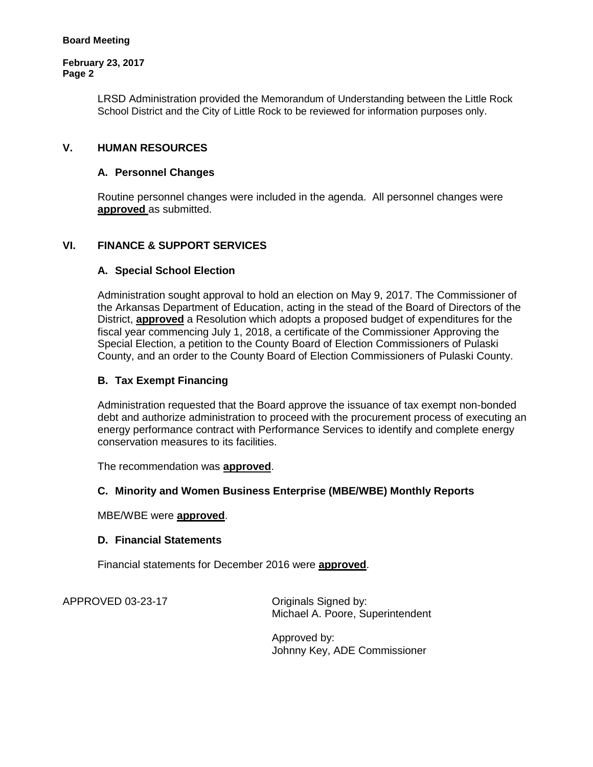LRSD Administration provided the Memorandum of Understanding between the Little Rock School District and the City of Little Rock to be reviewed for information purposes only.

## V. HUMAN RESOURCES

### A. Personnel Changes

Routine personnel changes were included in the agenda. All personnel changes were **approved** as submitted.

## VI. FINANCE & SUPPORT SERVICES

### A. Special School Election

Administration sought approval to hold an election on May 9, 2017. The Commissioner of the Arkansas Department of Education, acting in the stead of the Board of Directors of the District, **approved** a Resolution which adopts a proposed budget of expenditures for the fiscal year commencing July 1, 2018, a certificate of the Commissioner Approving the Special Election, a petition to the County Board of Election Commissioners of Pulaski County, and an order to the County Board of Election Commissioners of Pulaski County.

### B. Tax Exempt Financing

Administration requested that the Board approve the issuance of tax exempt non-bonded debt and authorize administration to proceed with the procurement process of executing an energy performance contract with Performance Services to identify and complete energy conservation measures to its facilities.

The recommendation was **approved**.

### C. Minority and Women Business Enterprise (MBE/WBE) Monthly Reports

MBE/WBE were **approved**.

### D. Financial Statements

Financial statements for December 2016 were **approved**.

APPROVED 03-23-17

Originals Signed by:
Michael A. Poore, Superintendent

Approved by:
Johnny Key, ADE Commissioner